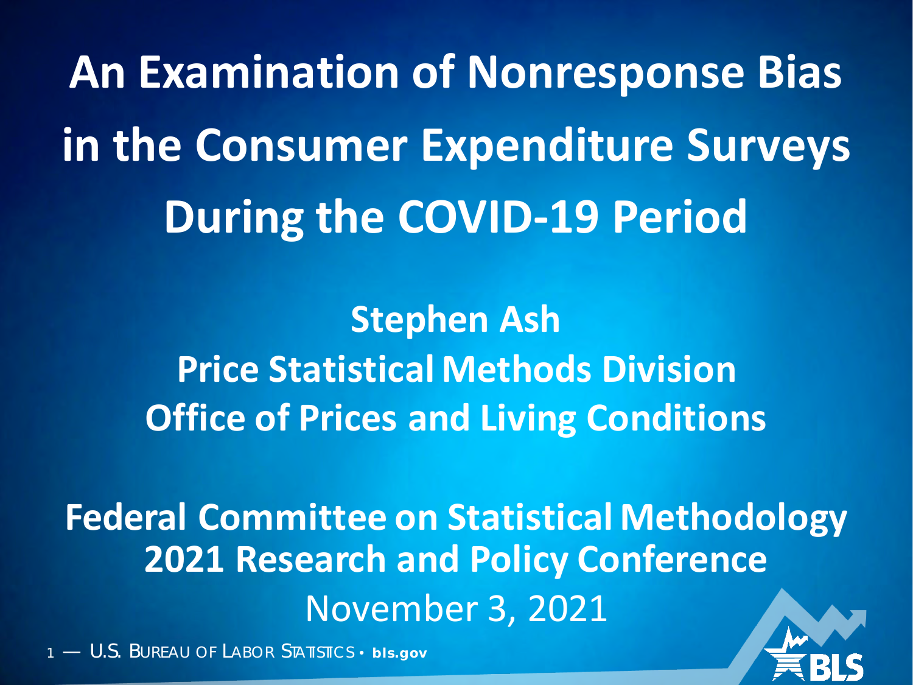# An Examination of Nonresponse Bias in the Consumer Expenditure Surveys During the COVID-19 Period

**Stephen Ash**
**Price Statistical Methods Division**
**Office of Prices and Living Conditions**

**Federal Committee on Statistical Methodology**
**2021 Research and Policy Conference**
November 3, 2021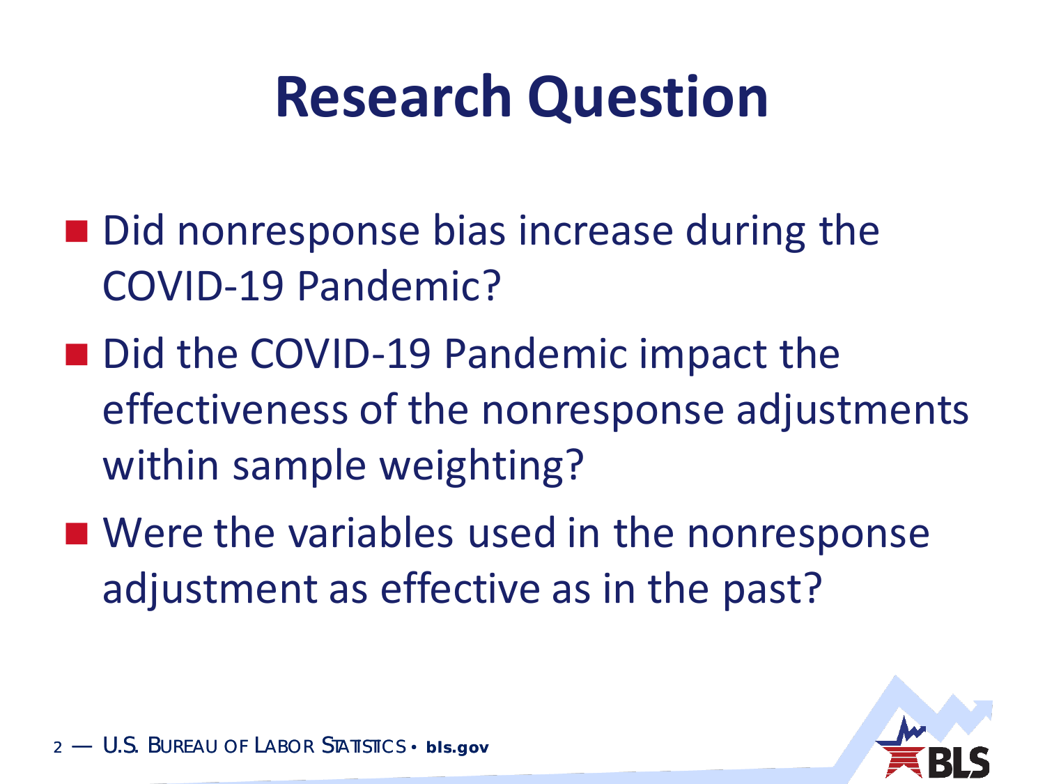# Research Question

- Did nonresponse bias increase during the COVID-19 Pandemic?
- Did the COVID-19 Pandemic impact the effectiveness of the nonresponse adjustments within sample weighting?
- Were the variables used in the nonresponse adjustment as effective as in the past?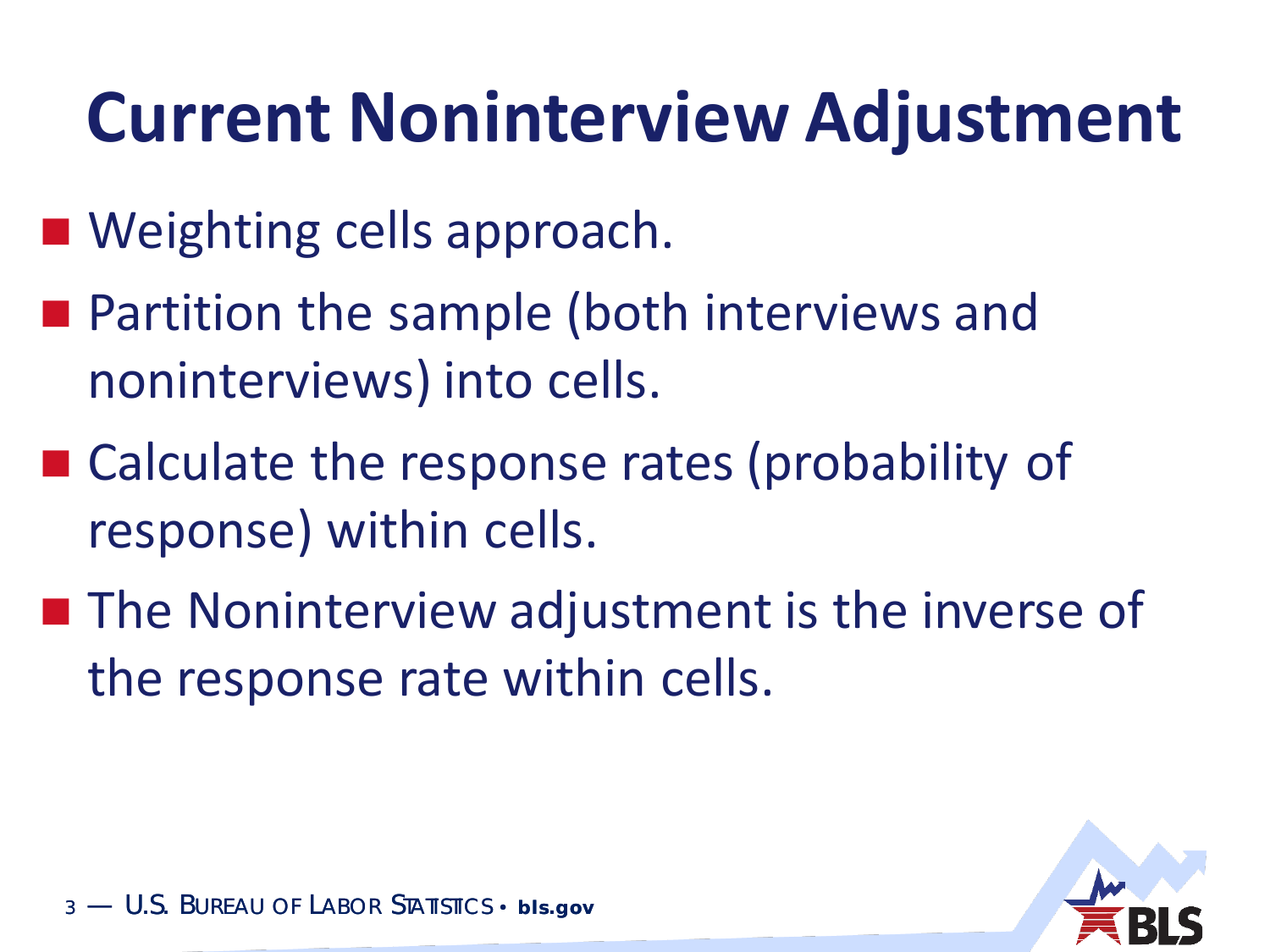# Current Noninterview Adjustment

- Weighting cells approach.
- Partition the sample (both interviews and noninterviews) into cells.
- Calculate the response rates (probability of response) within cells.
- The Noninterview adjustment is the inverse of the response rate within cells.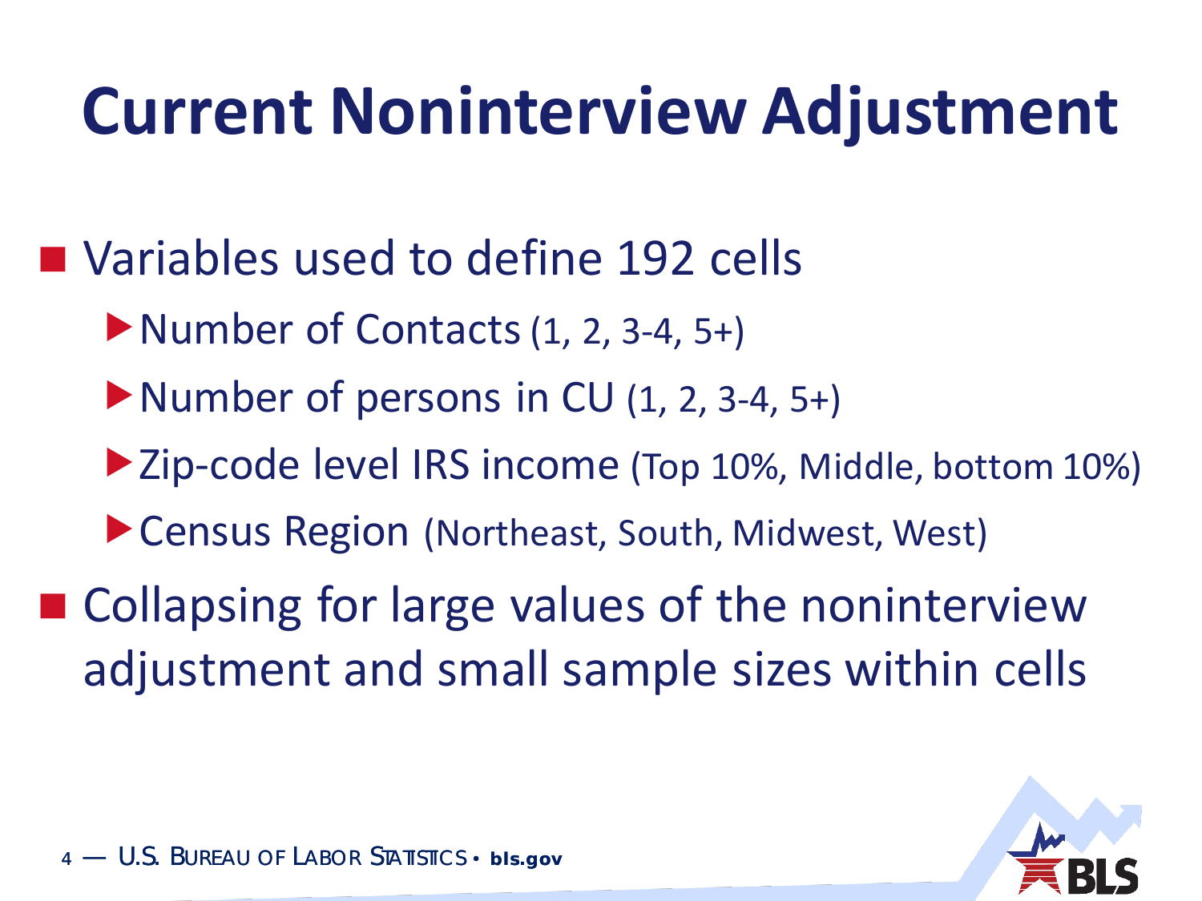# Current Noninterview Adjustment

- Variables used to define 192 cells
  - Number of Contacts (1, 2, 3-4, 5+)
  - Number of persons in CU (1, 2, 3-4, 5+)
  - Zip-code level IRS income (Top 10%, Middle, bottom 10%)
  - Census Region (Northeast, South, Midwest, West)
- Collapsing for large values of the noninterview adjustment and small sample sizes within cells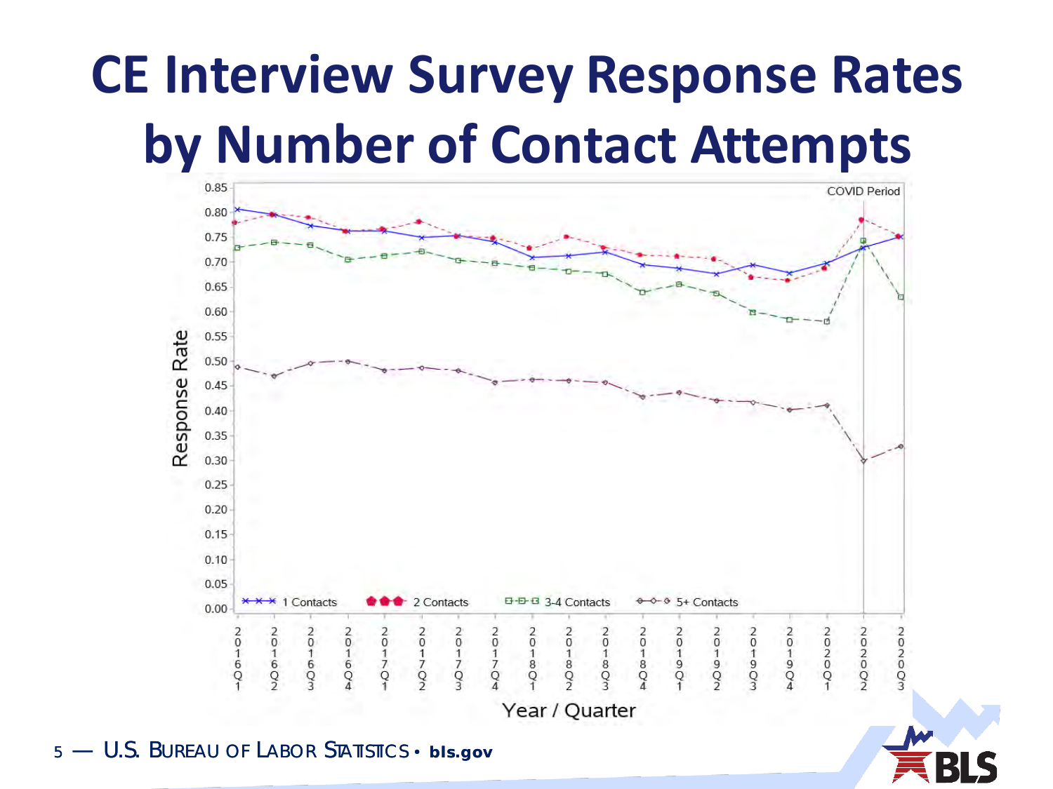# CE Interview Survey Response Rates by Number of Contact Attempts

COVID Period

Response Rate

Year / Quarter

1 Contacts | 2 Contacts | 3-4 Contacts | 5+ Contacts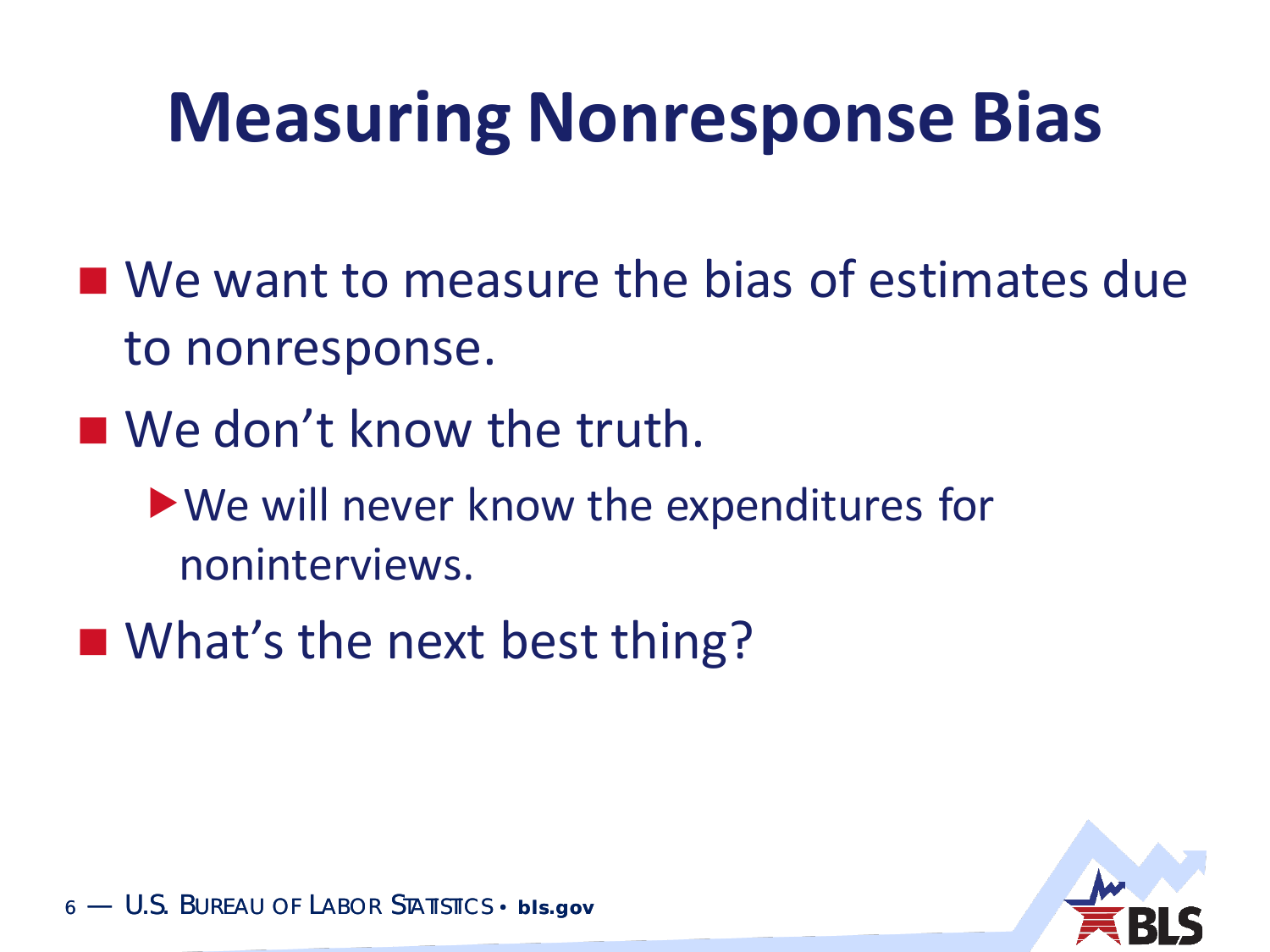# Measuring Nonresponse Bias

- We want to measure the bias of estimates due to nonresponse.
- We don't know the truth.
  - We will never know the expenditures for noninterviews.
- What's the next best thing?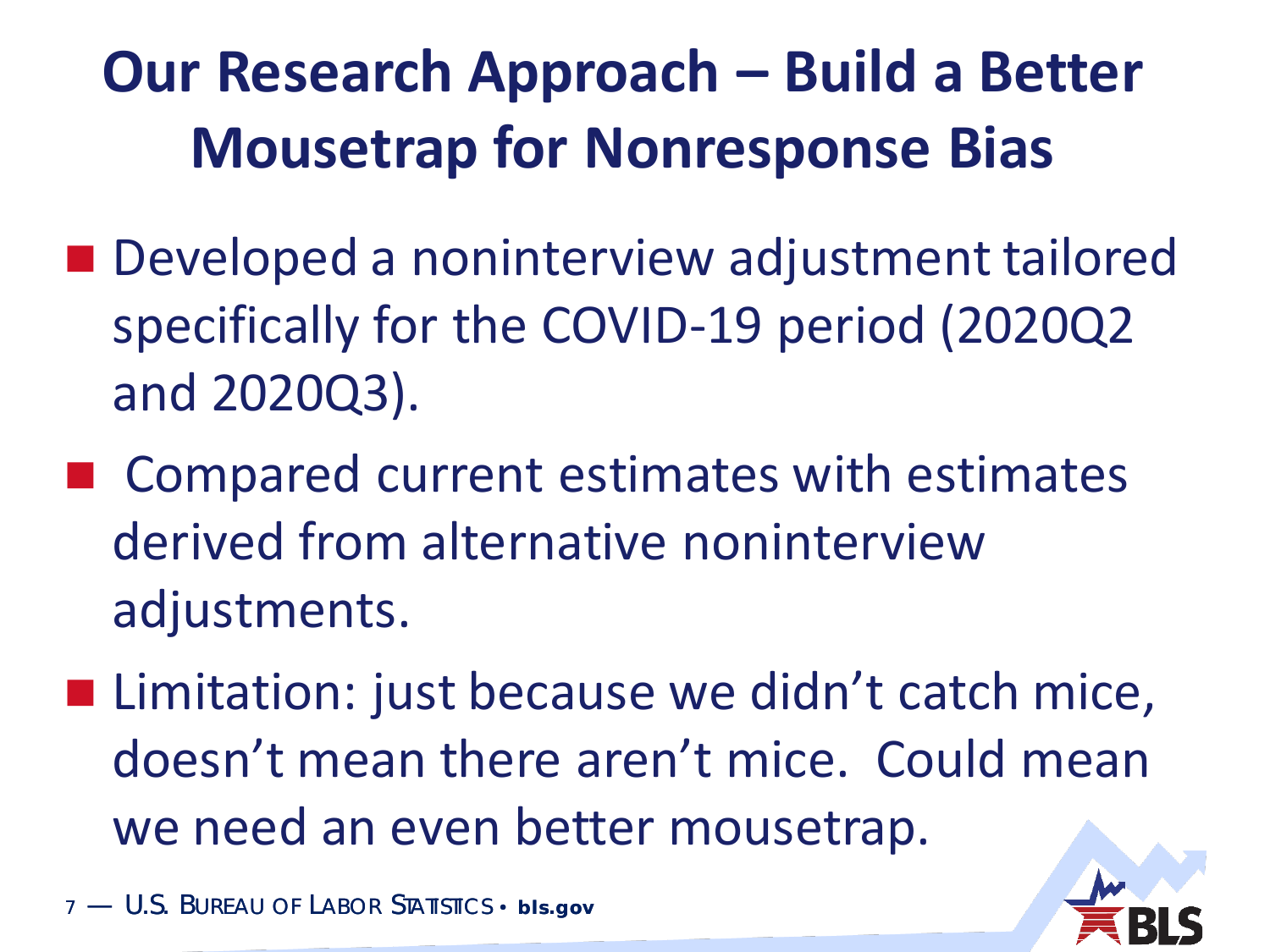# Our Research Approach – Build a Better Mousetrap for Nonresponse Bias

- Developed a noninterview adjustment tailored specifically for the COVID-19 period (2020Q2 and 2020Q3).
- Compared current estimates with estimates derived from alternative noninterview adjustments.
- Limitation: just because we didn't catch mice, doesn't mean there aren't mice. Could mean we need an even better mousetrap.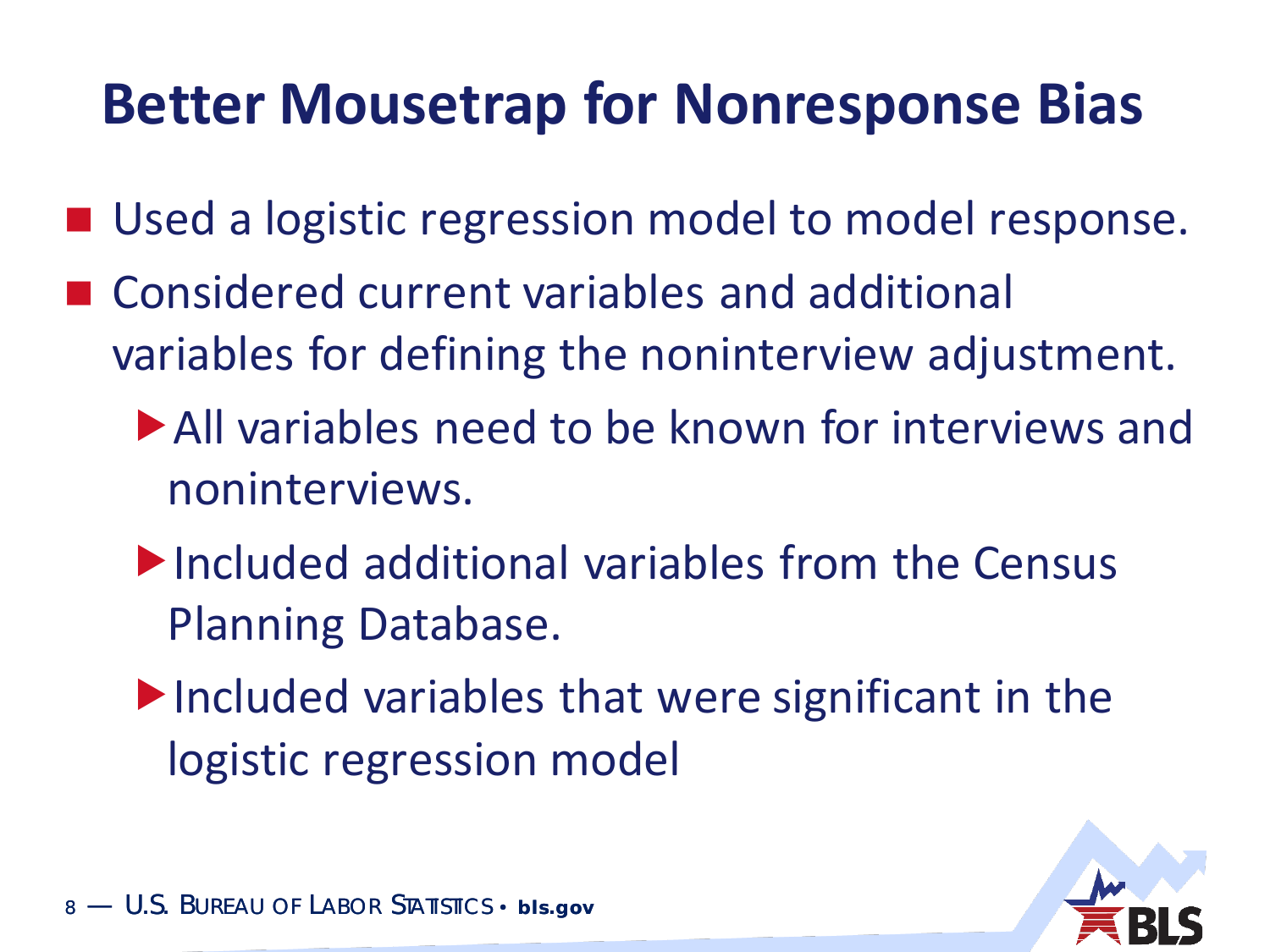# Better Mousetrap for Nonresponse Bias

- Used a logistic regression model to model response.
- Considered current variables and additional variables for defining the noninterview adjustment.
  - All variables need to be known for interviews and noninterviews.
  - Included additional variables from the Census Planning Database.
  - Included variables that were significant in the logistic regression model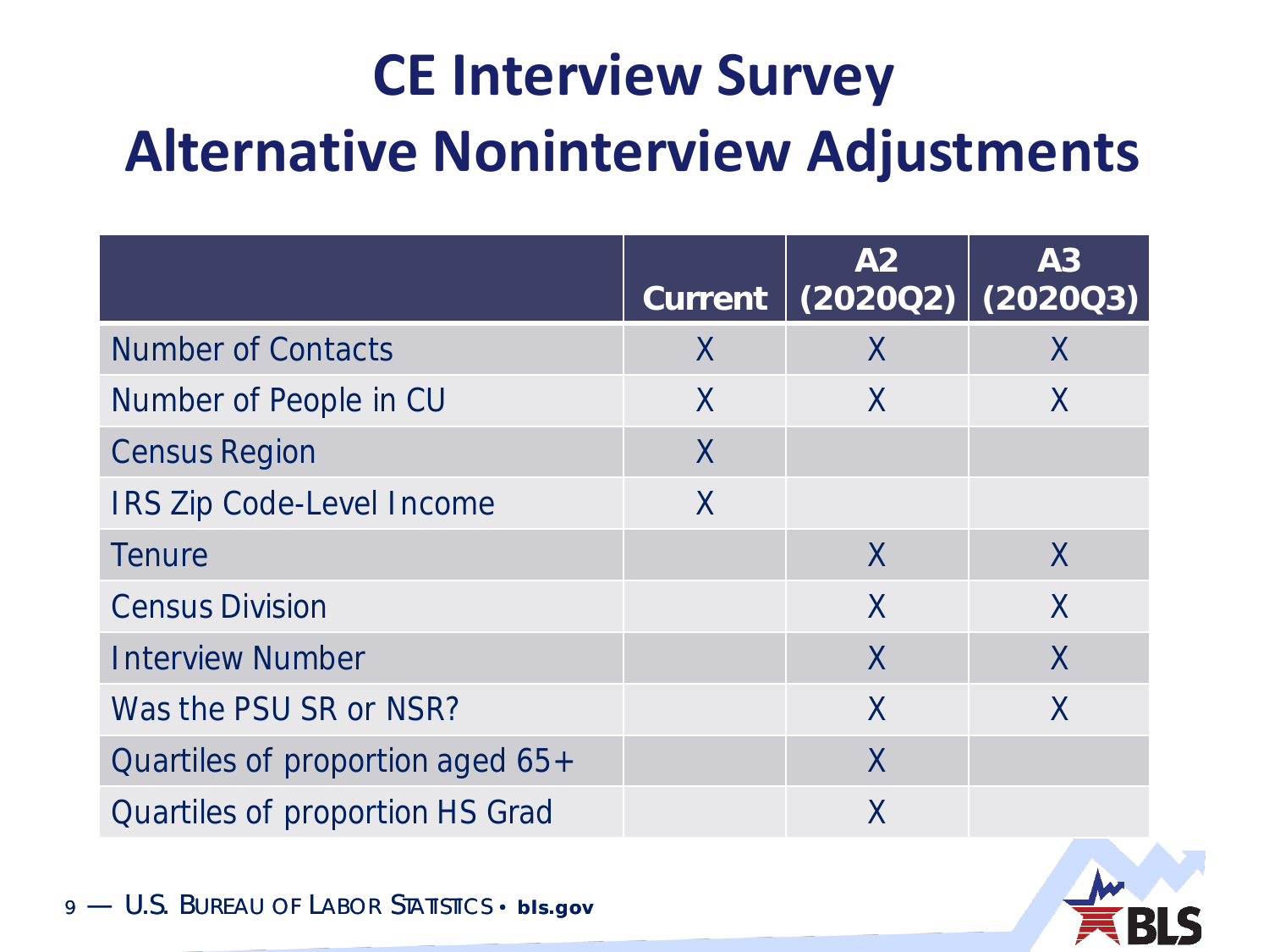# CE Interview Survey
# Alternative Noninterview Adjustments

| | Current | A2 (2020Q2) | A3 (2020Q3) |
|---|---|---|---|
| Number of Contacts | X | X | X |
| Number of People in CU | X | X | X |
| Census Region | X | | |
| IRS Zip Code-Level Income | X | | |
| Tenure | | X | X |
| Census Division | | X | X |
| Interview Number | | X | X |
| Was the PSU SR or NSR? | | X | X |
| Quartiles of proportion aged 65+ | | X | |
| Quartiles of proportion HS Grad | | X | |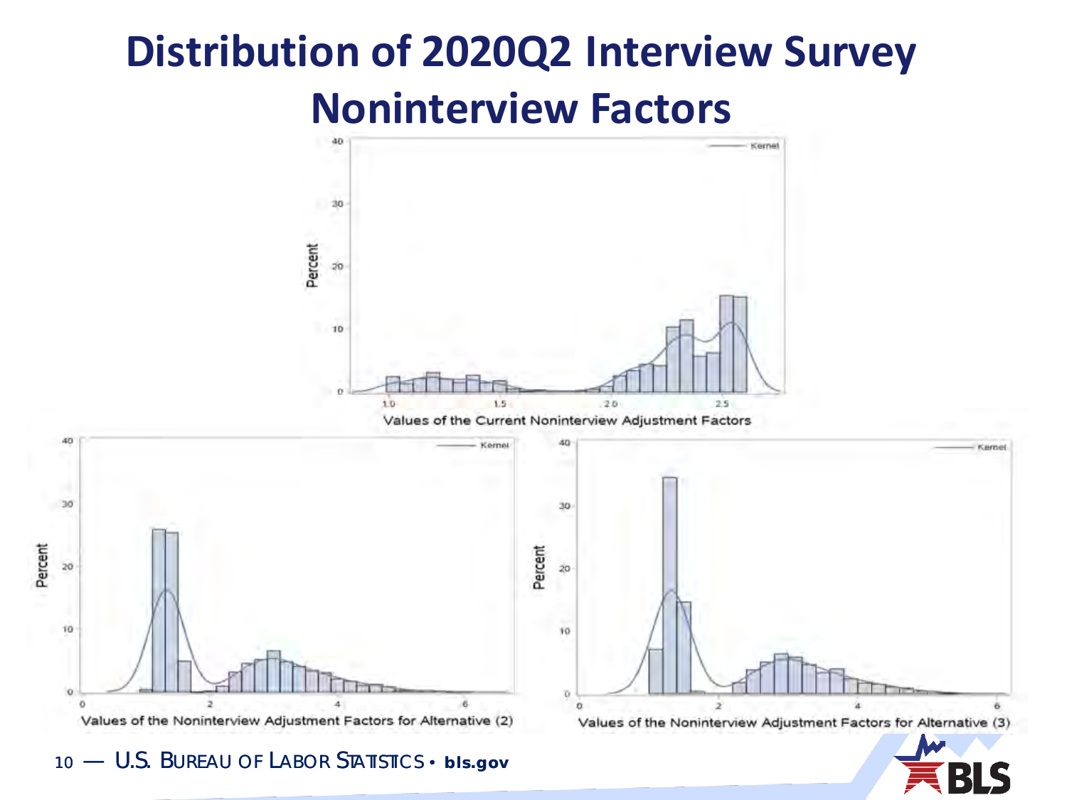# Distribution of 2020Q2 Interview Survey Noninterview Factors

Values of the Current Noninterview Adjustment Factors

Values of the Noninterview Adjustment Factors for Alternative (2)

Values of the Noninterview Adjustment Factors for Alternative (3)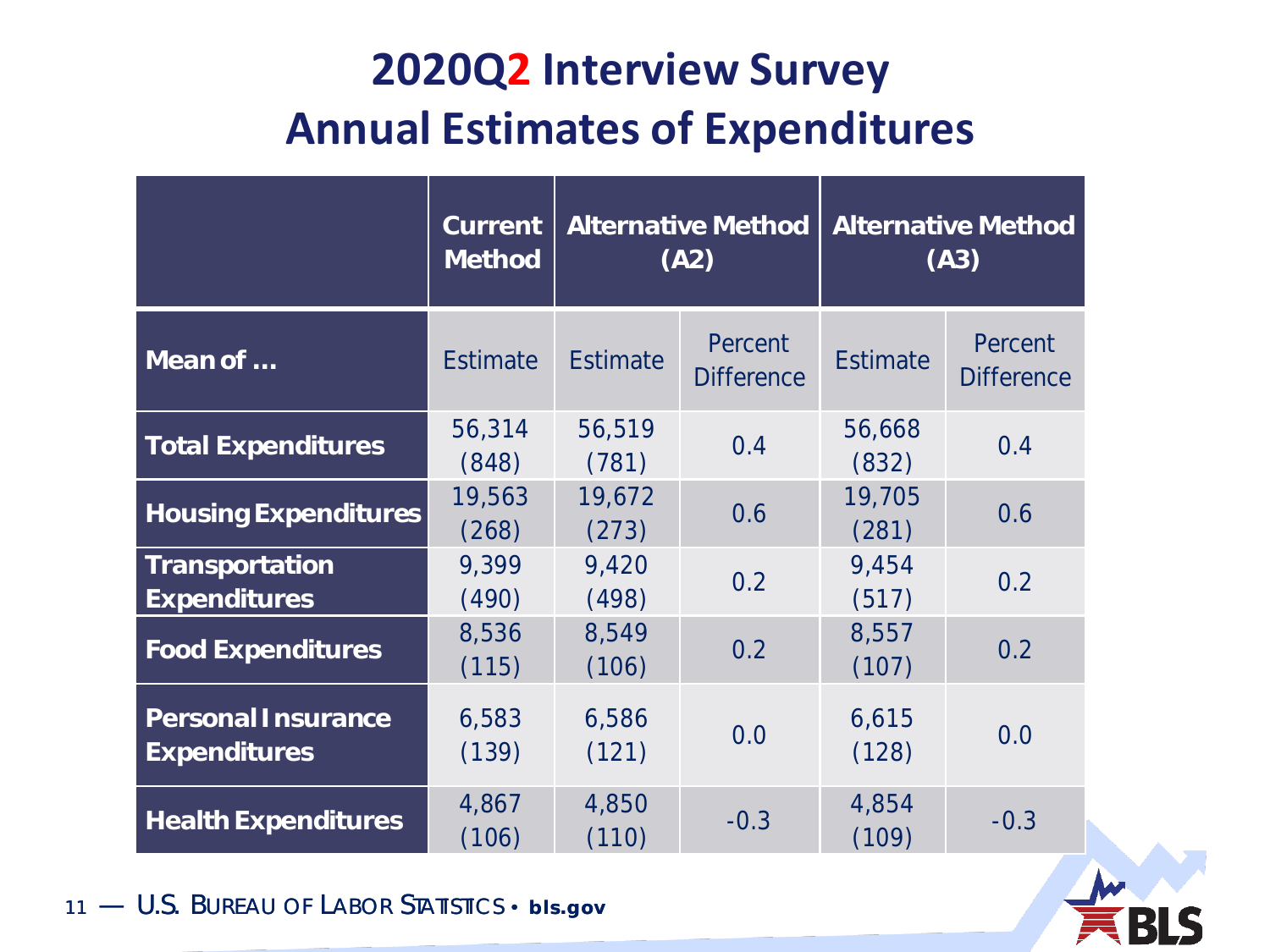# 2020Q2 Interview Survey Annual Estimates of Expenditures

| | Current Method | Alternative Method (A2) | | Alternative Method (A3) | |
|---|---|---|---|---|---|
| **Mean of …** | Estimate | Estimate | Percent Difference | Estimate | Percent Difference |
| **Total Expenditures** | 56,314 (848) | 56,519 (781) | 0.4 | 56,668 (832) | 0.4 |
| **Housing Expenditures** | 19,563 (268) | 19,672 (273) | 0.6 | 19,705 (281) | 0.6 |
| **Transportation Expenditures** | 9,399 (490) | 9,420 (498) | 0.2 | 9,454 (517) | 0.2 |
| **Food Expenditures** | 8,536 (115) | 8,549 (106) | 0.2 | 8,557 (107) | 0.2 |
| **Personal Insurance Expenditures** | 6,583 (139) | 6,586 (121) | 0.0 | 6,615 (128) | 0.0 |
| **Health Expenditures** | 4,867 (106) | 4,850 (110) | -0.3 | 4,854 (109) | -0.3 |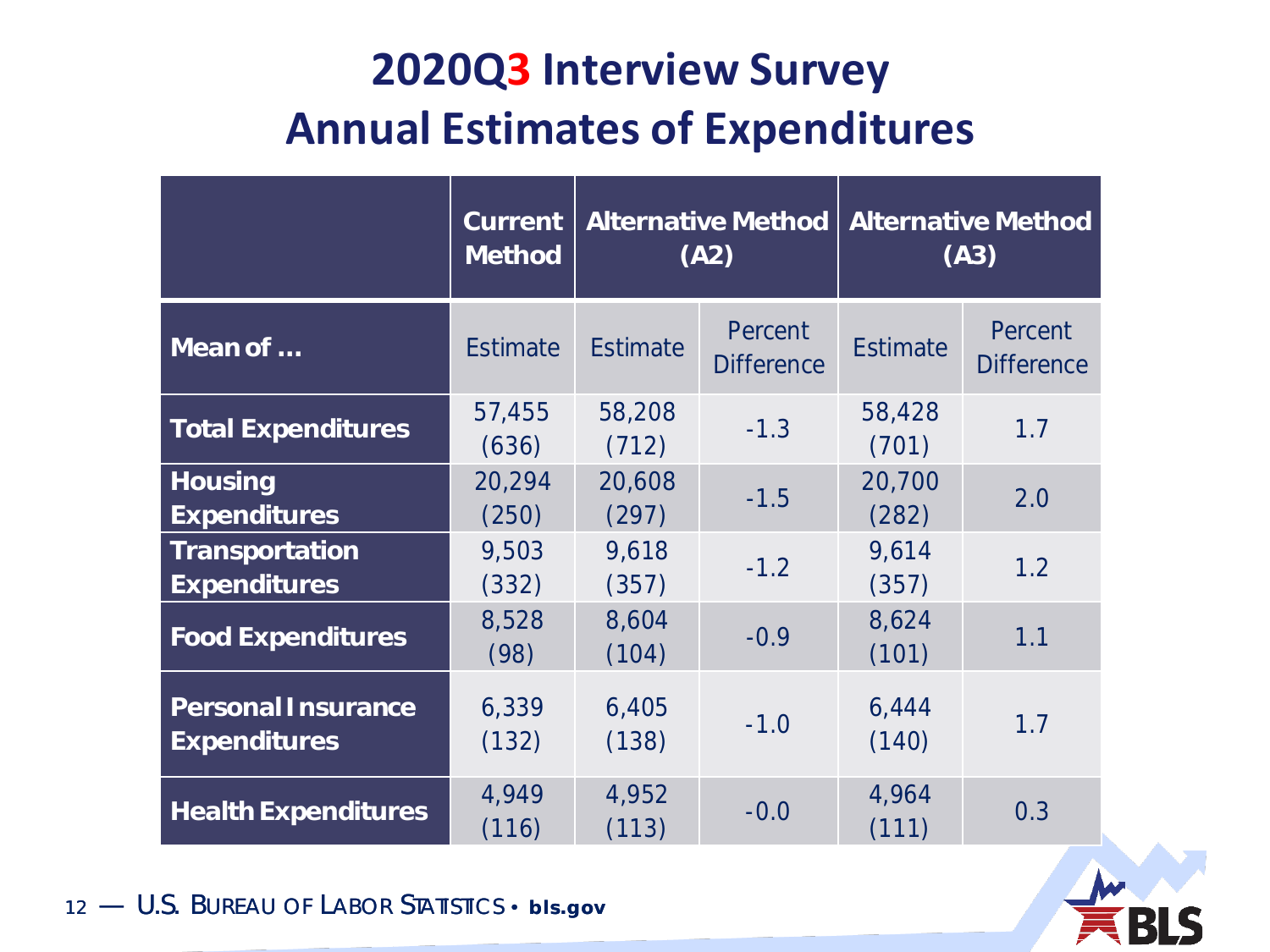# 2020Q3 Interview Survey
# Annual Estimates of Expenditures

| | Current Method | Alternative Method (A2) | | Alternative Method (A3) | |
|---|---|---|---|---|---|
| **Mean of ...** | Estimate | Estimate | Percent Difference | Estimate | Percent Difference |
| **Total Expenditures** | 57,455 (636) | 58,208 (712) | -1.3 | 58,428 (701) | 1.7 |
| **Housing Expenditures** | 20,294 (250) | 20,608 (297) | -1.5 | 20,700 (282) | 2.0 |
| **Transportation Expenditures** | 9,503 (332) | 9,618 (357) | -1.2 | 9,614 (357) | 1.2 |
| **Food Expenditures** | 8,528 (98) | 8,604 (104) | -0.9 | 8,624 (101) | 1.1 |
| **Personal Insurance Expenditures** | 6,339 (132) | 6,405 (138) | -1.0 | 6,444 (140) | 1.7 |
| **Health Expenditures** | 4,949 (116) | 4,952 (113) | -0.0 | 4,964 (111) | 0.3 |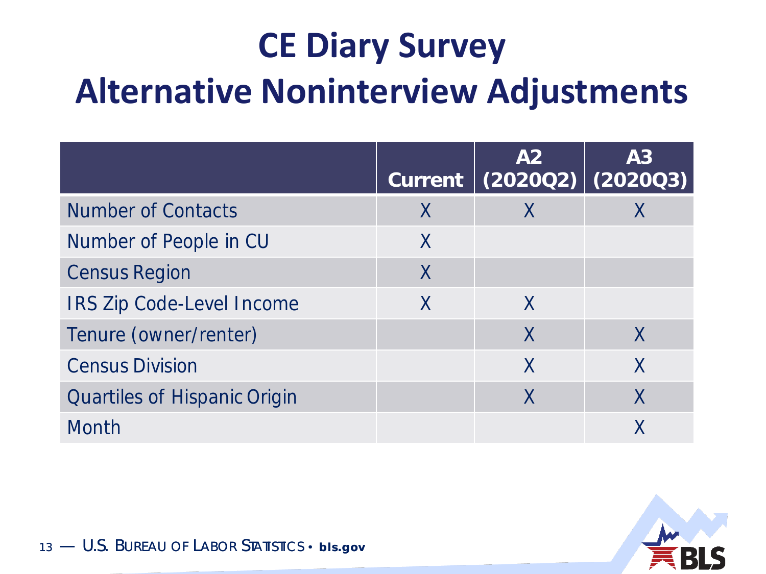# CE Diary Survey
# Alternative Noninterview Adjustments

| | Current | A2 (2020Q2) | A3 (2020Q3) |
|---|---|---|---|
| Number of Contacts | X | X | X |
| Number of People in CU | X | | |
| Census Region | X | | |
| IRS Zip Code-Level Income | X | X | |
| Tenure (owner/renter) | | X | X |
| Census Division | | X | X |
| Quartiles of Hispanic Origin | | X | X |
| Month | | | X |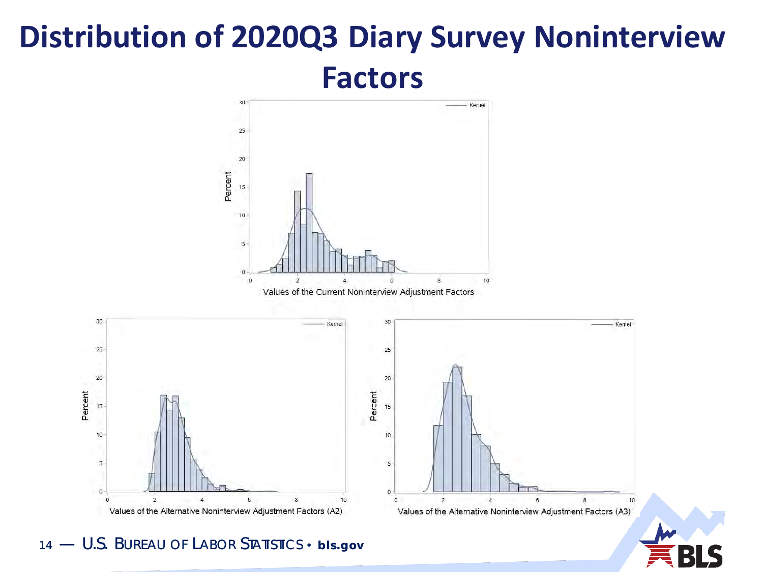# Distribution of 2020Q3 Diary Survey Noninterview Factors

Values of the Current Noninterview Adjustment Factors

Values of the Alternative Noninterview Adjustment Factors (A2)

Values of the Alternative Noninterview Adjustment Factors (A3)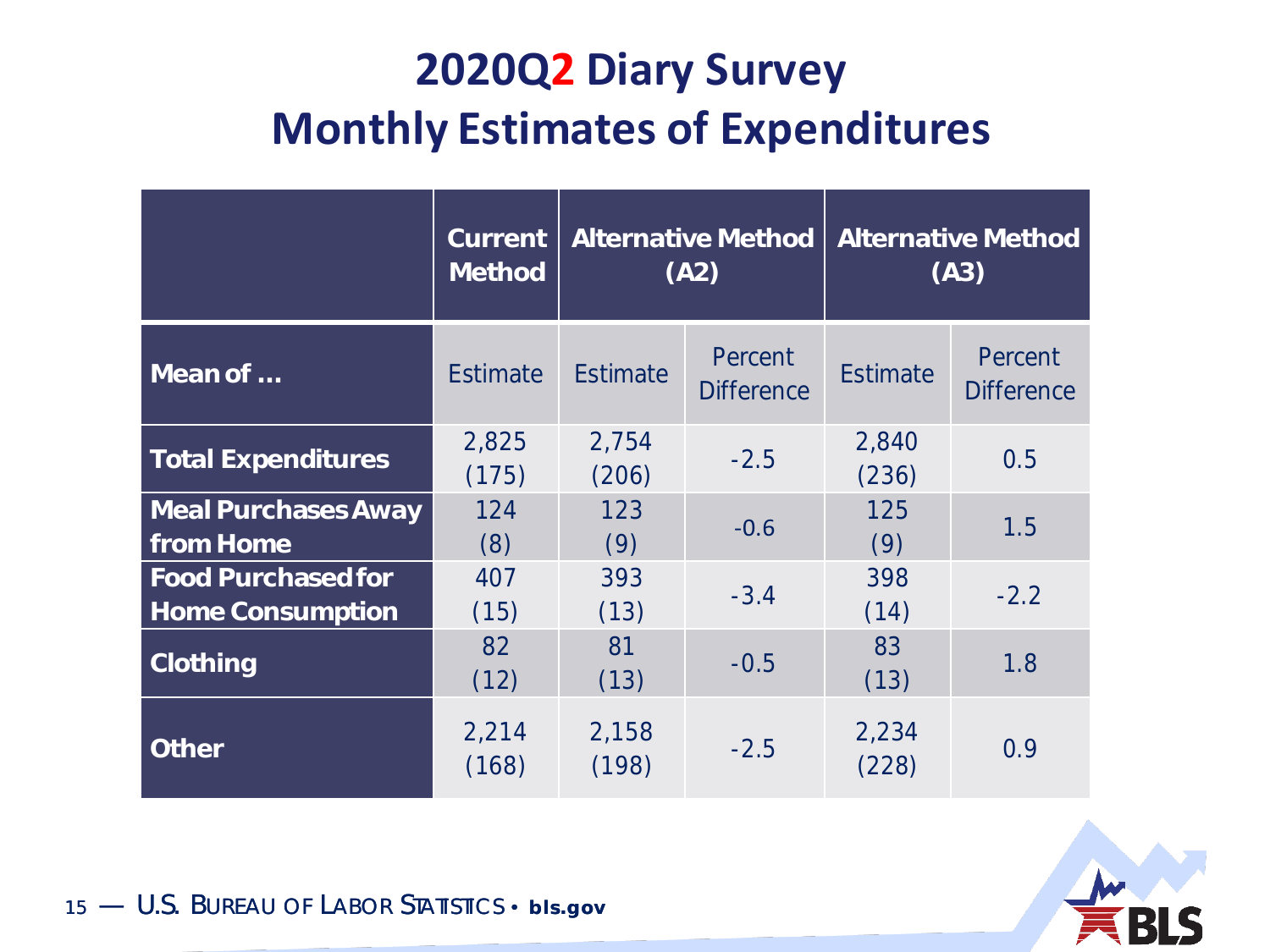# 2020Q2 Diary Survey
# Monthly Estimates of Expenditures

| | Current Method | Alternative Method (A2) | | Alternative Method (A3) | |
|---|---|---|---|---|---|
| **Mean of …** | Estimate | Estimate | Percent Difference | Estimate | Percent Difference |
| **Total Expenditures** | 2,825 (175) | 2,754 (206) | -2.5 | 2,840 (236) | 0.5 |
| **Meal Purchases Away from Home** | 124 (8) | 123 (9) | -0.6 | 125 (9) | 1.5 |
| **Food Purchased for Home Consumption** | 407 (15) | 393 (13) | -3.4 | 398 (14) | -2.2 |
| **Clothing** | 82 (12) | 81 (13) | -0.5 | 83 (13) | 1.8 |
| **Other** | 2,214 (168) | 2,158 (198) | -2.5 | 2,234 (228) | 0.9 |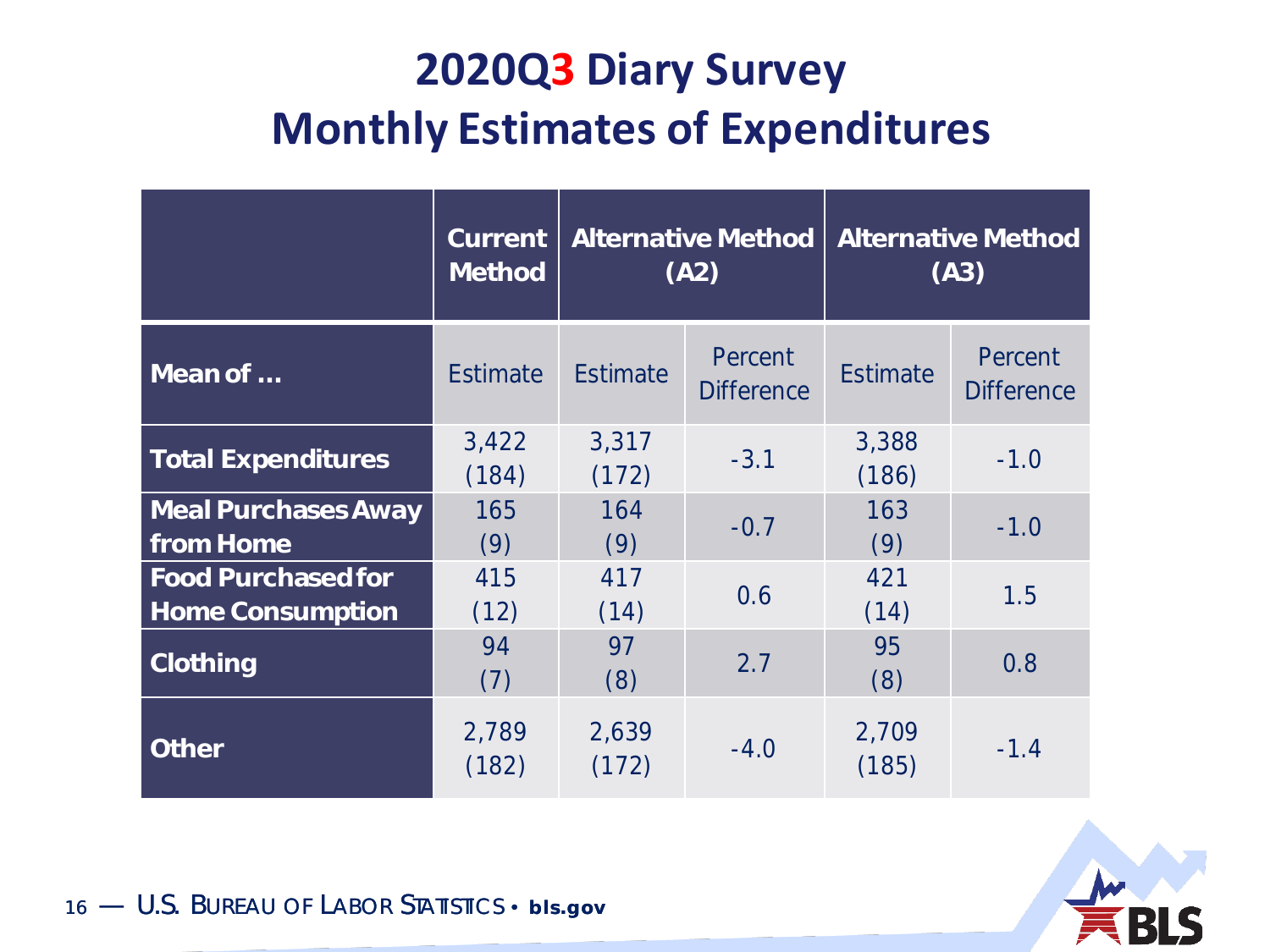# 2020Q3 Diary Survey
# Monthly Estimates of Expenditures

| | Current Method | Alternative Method (A2) | | Alternative Method (A3) | |
|---|---|---|---|---|---|
| **Mean of …** | Estimate | Estimate | Percent Difference | Estimate | Percent Difference |
| **Total Expenditures** | 3,422 (184) | 3,317 (172) | -3.1 | 3,388 (186) | -1.0 |
| **Meal Purchases Away from Home** | 165 (9) | 164 (9) | -0.7 | 163 (9) | -1.0 |
| **Food Purchased for Home Consumption** | 415 (12) | 417 (14) | 0.6 | 421 (14) | 1.5 |
| **Clothing** | 94 (7) | 97 (8) | 2.7 | 95 (8) | 0.8 |
| **Other** | 2,789 (182) | 2,639 (172) | -4.0 | 2,709 (185) | -1.4 |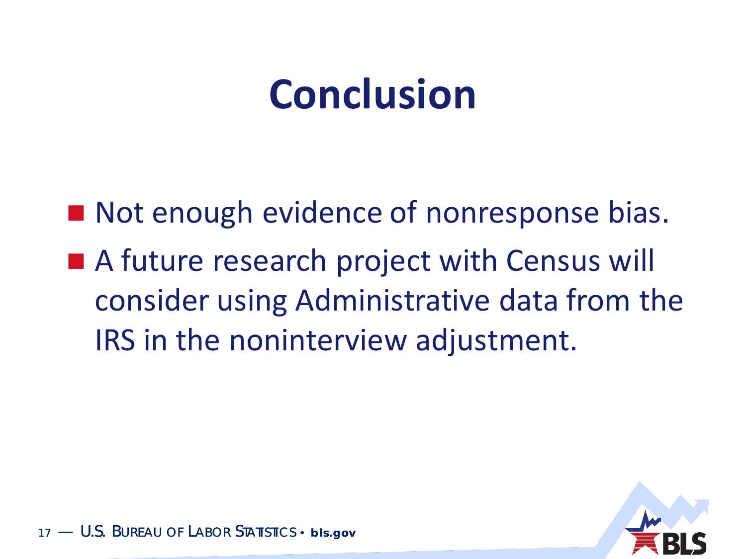# Conclusion

- Not enough evidence of nonresponse bias.
- A future research project with Census will consider using Administrative data from the IRS in the noninterview adjustment.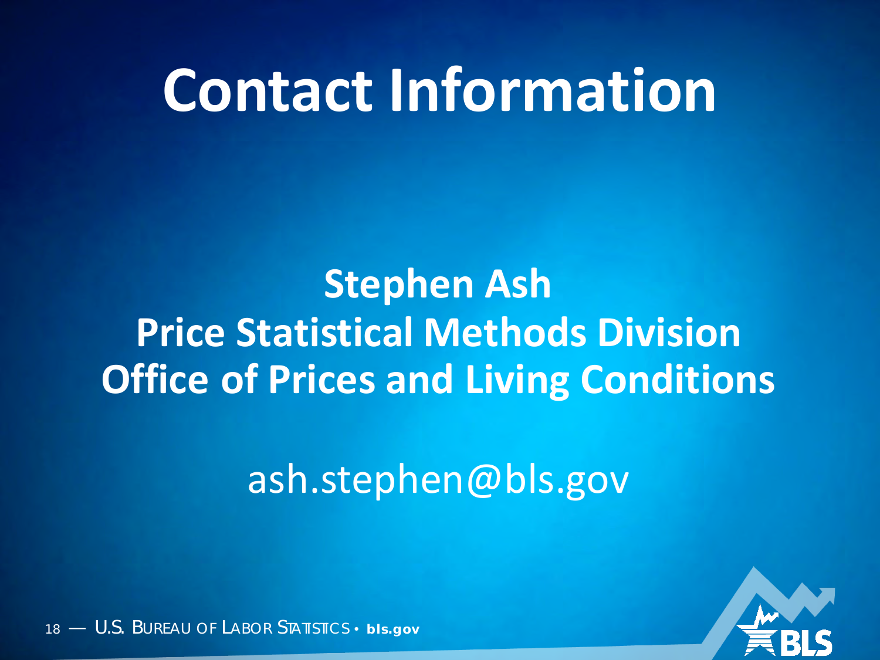# Contact Information

**Stephen Ash**
**Price Statistical Methods Division**
**Office of Prices and Living Conditions**

ash.stephen@bls.gov